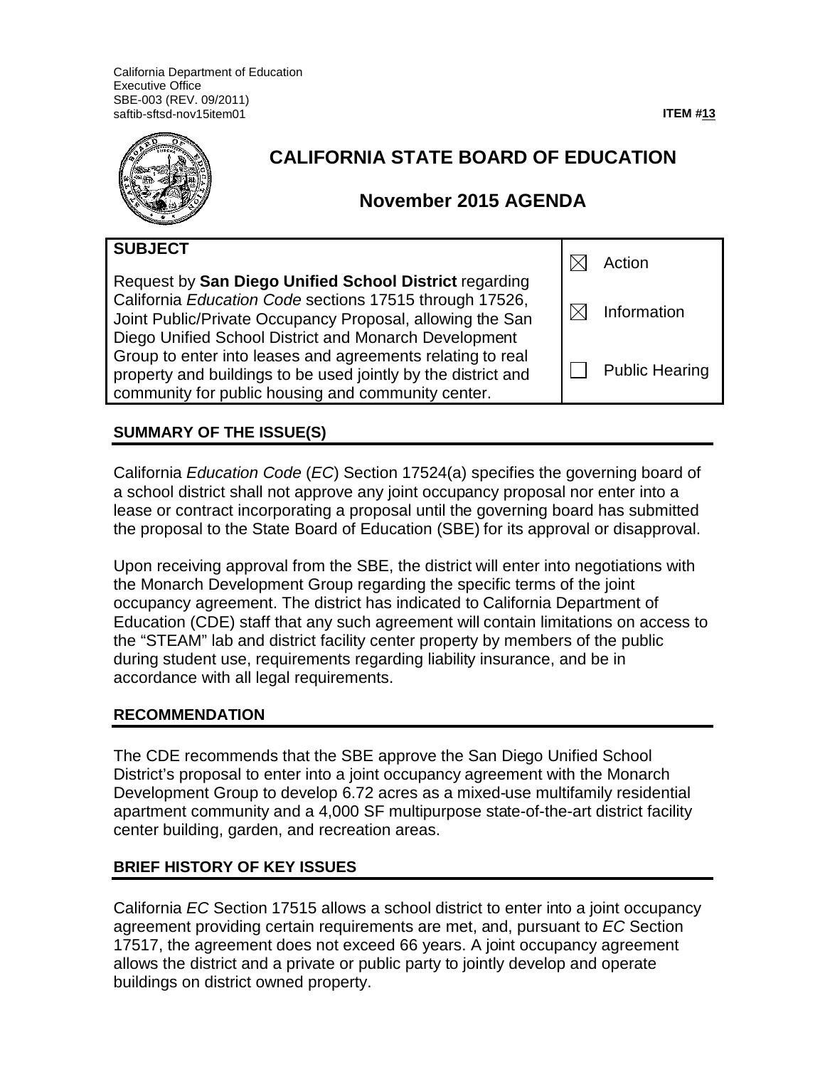California Department of Education
Executive Office
SBE-003 (REV. 09/2011)
saftib-sftsd-nov15item01

**ITEM #13**

# CALIFORNIA STATE BOARD OF EDUCATION

## November 2015 AGENDA

| SUBJECT | |
|---|---|
| Request by **San Diego Unified School District** regarding California *Education Code* sections 17515 through 17526, Joint Public/Private Occupancy Proposal, allowing the San Diego Unified School District and Monarch Development Group to enter into leases and agreements relating to real property and buildings to be used jointly by the district and community for public housing and community center. | ☒ Action<br>☒ Information<br>☐ Public Hearing |

### SUMMARY OF THE ISSUE(S)

California *Education Code* (*EC*) Section 17524(a) specifies the governing board of a school district shall not approve any joint occupancy proposal nor enter into a lease or contract incorporating a proposal until the governing board has submitted the proposal to the State Board of Education (SBE) for its approval or disapproval.

Upon receiving approval from the SBE, the district will enter into negotiations with the Monarch Development Group regarding the specific terms of the joint occupancy agreement. The district has indicated to California Department of Education (CDE) staff that any such agreement will contain limitations on access to the "STEAM" lab and district facility center property by members of the public during student use, requirements regarding liability insurance, and be in accordance with all legal requirements.

### RECOMMENDATION

The CDE recommends that the SBE approve the San Diego Unified School District's proposal to enter into a joint occupancy agreement with the Monarch Development Group to develop 6.72 acres as a mixed-use multifamily residential apartment community and a 4,000 SF multipurpose state-of-the-art district facility center building, garden, and recreation areas.

### BRIEF HISTORY OF KEY ISSUES

California *EC* Section 17515 allows a school district to enter into a joint occupancy agreement providing certain requirements are met, and, pursuant to *EC* Section 17517, the agreement does not exceed 66 years. A joint occupancy agreement allows the district and a private or public party to jointly develop and operate buildings on district owned property.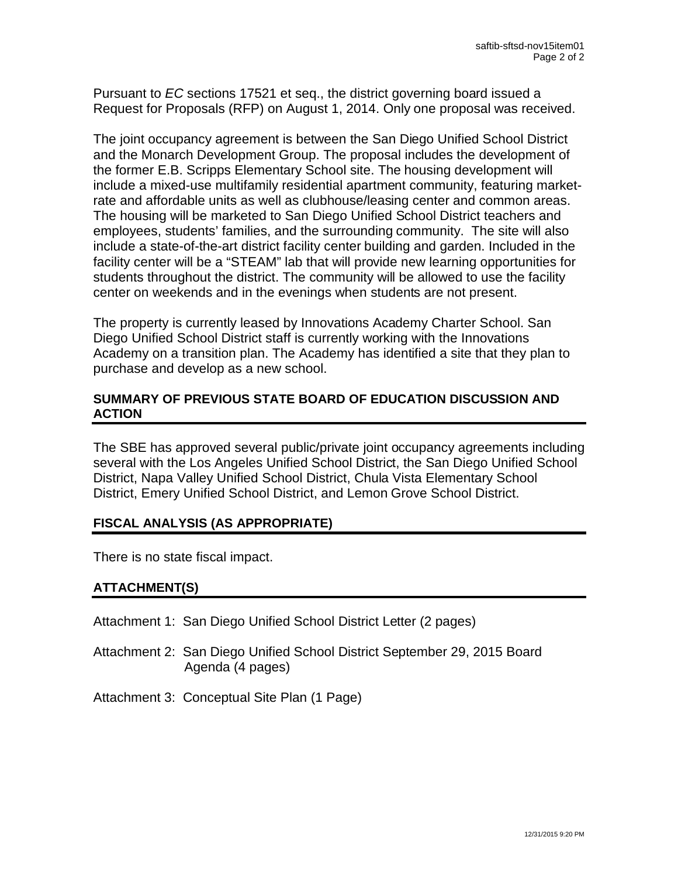Pursuant to *EC* sections 17521 et seq., the district governing board issued a Request for Proposals (RFP) on August 1, 2014. Only one proposal was received.

The joint occupancy agreement is between the San Diego Unified School District and the Monarch Development Group. The proposal includes the development of the former E.B. Scripps Elementary School site. The housing development will include a mixed-use multifamily residential apartment community, featuring market-rate and affordable units as well as clubhouse/leasing center and common areas. The housing will be marketed to San Diego Unified School District teachers and employees, students' families, and the surrounding community. The site will also include a state-of-the-art district facility center building and garden. Included in the facility center will be a "STEAM" lab that will provide new learning opportunities for students throughout the district. The community will be allowed to use the facility center on weekends and in the evenings when students are not present.

The property is currently leased by Innovations Academy Charter School. San Diego Unified School District staff is currently working with the Innovations Academy on a transition plan. The Academy has identified a site that they plan to purchase and develop as a new school.

## SUMMARY OF PREVIOUS STATE BOARD OF EDUCATION DISCUSSION AND ACTION

The SBE has approved several public/private joint occupancy agreements including several with the Los Angeles Unified School District, the San Diego Unified School District, Napa Valley Unified School District, Chula Vista Elementary School District, Emery Unified School District, and Lemon Grove School District.

## FISCAL ANALYSIS (AS APPROPRIATE)

There is no state fiscal impact.

## ATTACHMENT(S)

Attachment 1: San Diego Unified School District Letter (2 pages)

Attachment 2: San Diego Unified School District September 29, 2015 Board Agenda (4 pages)

Attachment 3: Conceptual Site Plan (1 Page)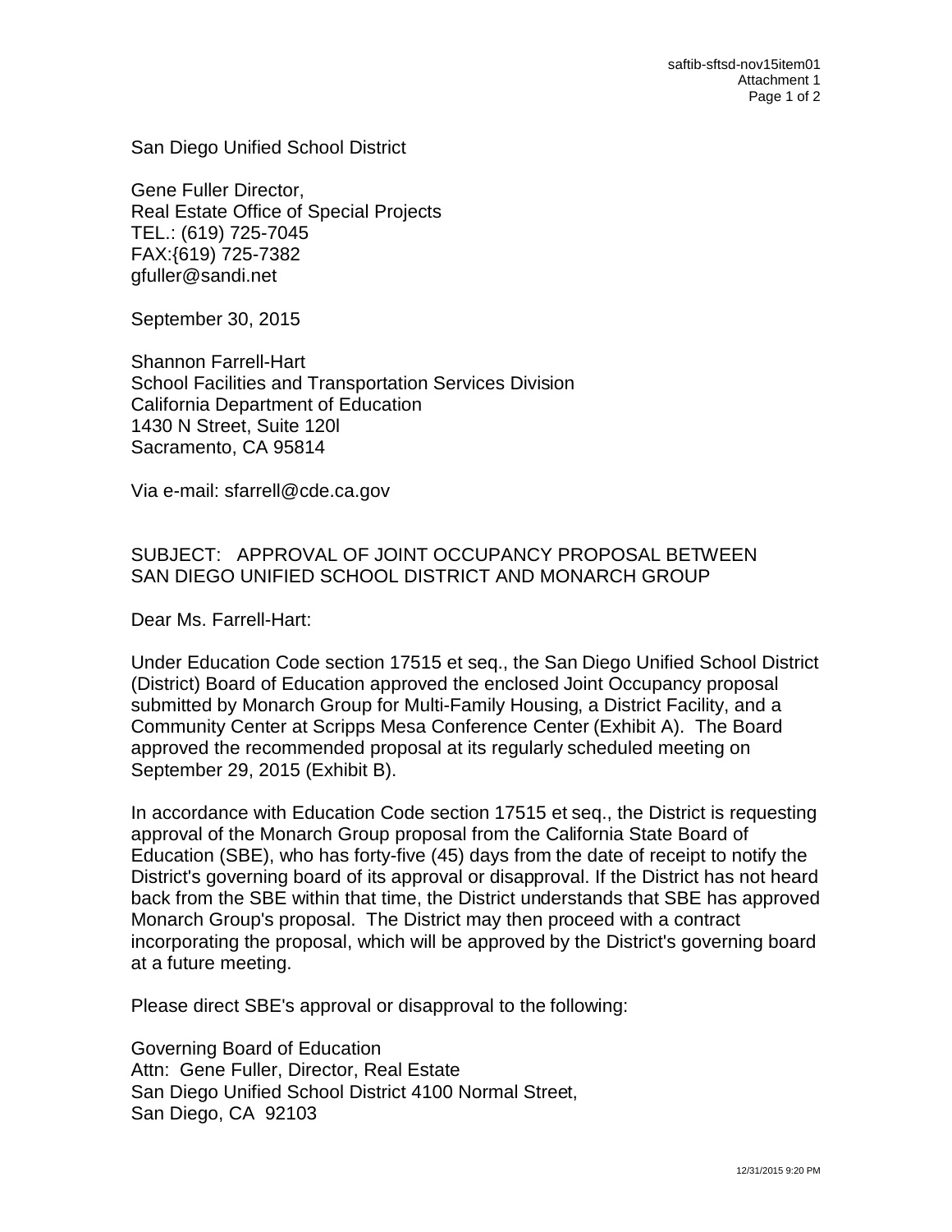San Diego Unified School District

Gene Fuller Director,
Real Estate Office of Special Projects
TEL.: (619) 725-7045
FAX:{619) 725-7382
gfuller@sandi.net

September 30, 2015

Shannon Farrell-Hart
School Facilities and Transportation Services Division
California Department of Education
1430 N Street, Suite 120l
Sacramento, CA 95814

Via e-mail: sfarrell@cde.ca.gov

SUBJECT: APPROVAL OF JOINT OCCUPANCY PROPOSAL BETWEEN SAN DIEGO UNIFIED SCHOOL DISTRICT AND MONARCH GROUP

Dear Ms. Farrell-Hart:

Under Education Code section 17515 et seq., the San Diego Unified School District (District) Board of Education approved the enclosed Joint Occupancy proposal submitted by Monarch Group for Multi-Family Housing, a District Facility, and a Community Center at Scripps Mesa Conference Center (Exhibit A). The Board approved the recommended proposal at its regularly scheduled meeting on September 29, 2015 (Exhibit B).

In accordance with Education Code section 17515 et seq., the District is requesting approval of the Monarch Group proposal from the California State Board of Education (SBE), who has forty-five (45) days from the date of receipt to notify the District's governing board of its approval or disapproval. If the District has not heard back from the SBE within that time, the District understands that SBE has approved Monarch Group's proposal. The District may then proceed with a contract incorporating the proposal, which will be approved by the District's governing board at a future meeting.

Please direct SBE's approval or disapproval to the following:

Governing Board of Education
Attn: Gene Fuller, Director, Real Estate
San Diego Unified School District 4100 Normal Street,
San Diego, CA 92103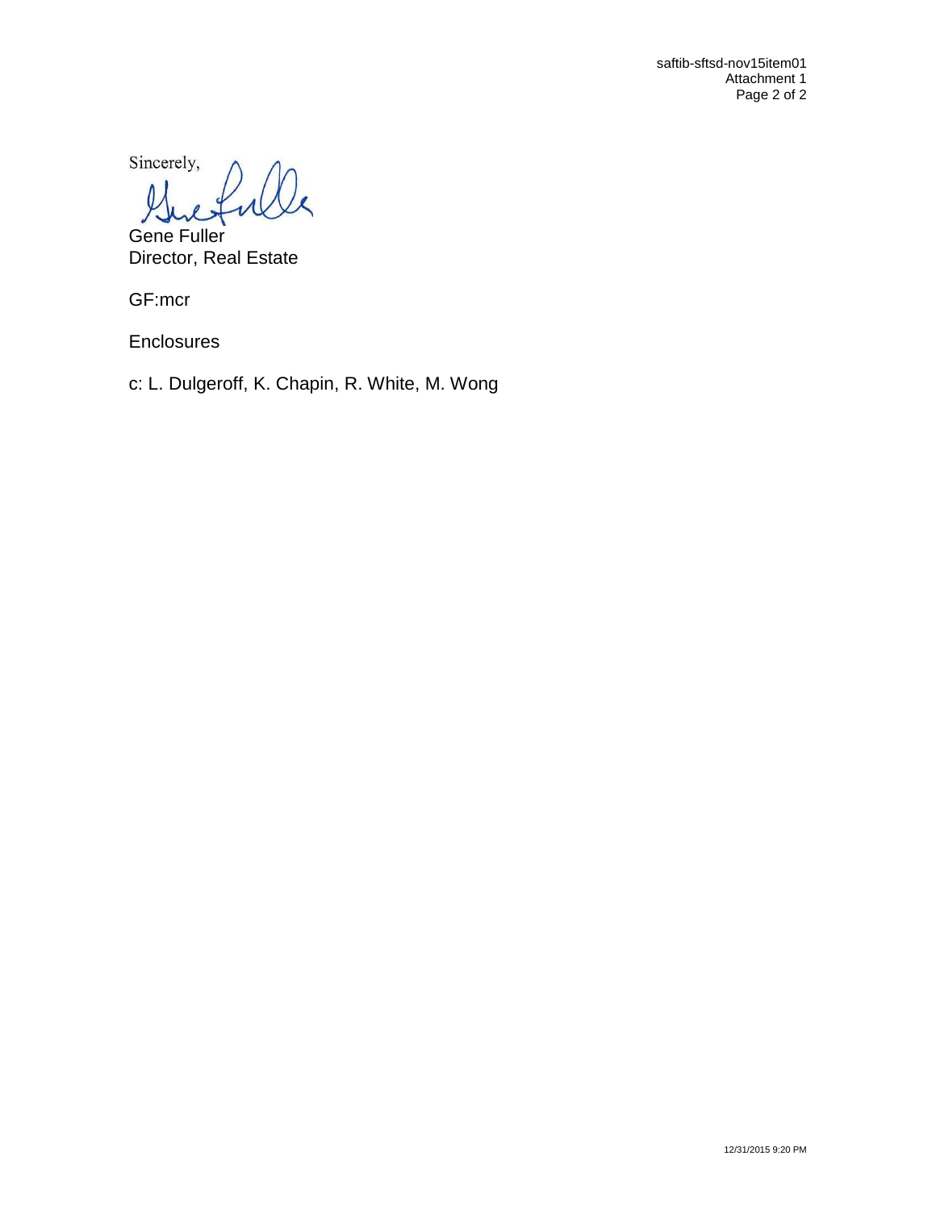Sincerely,

Gene Fuller
Director, Real Estate

GF:mcr

Enclosures

c: L. Dulgeroff, K. Chapin, R. White, M. Wong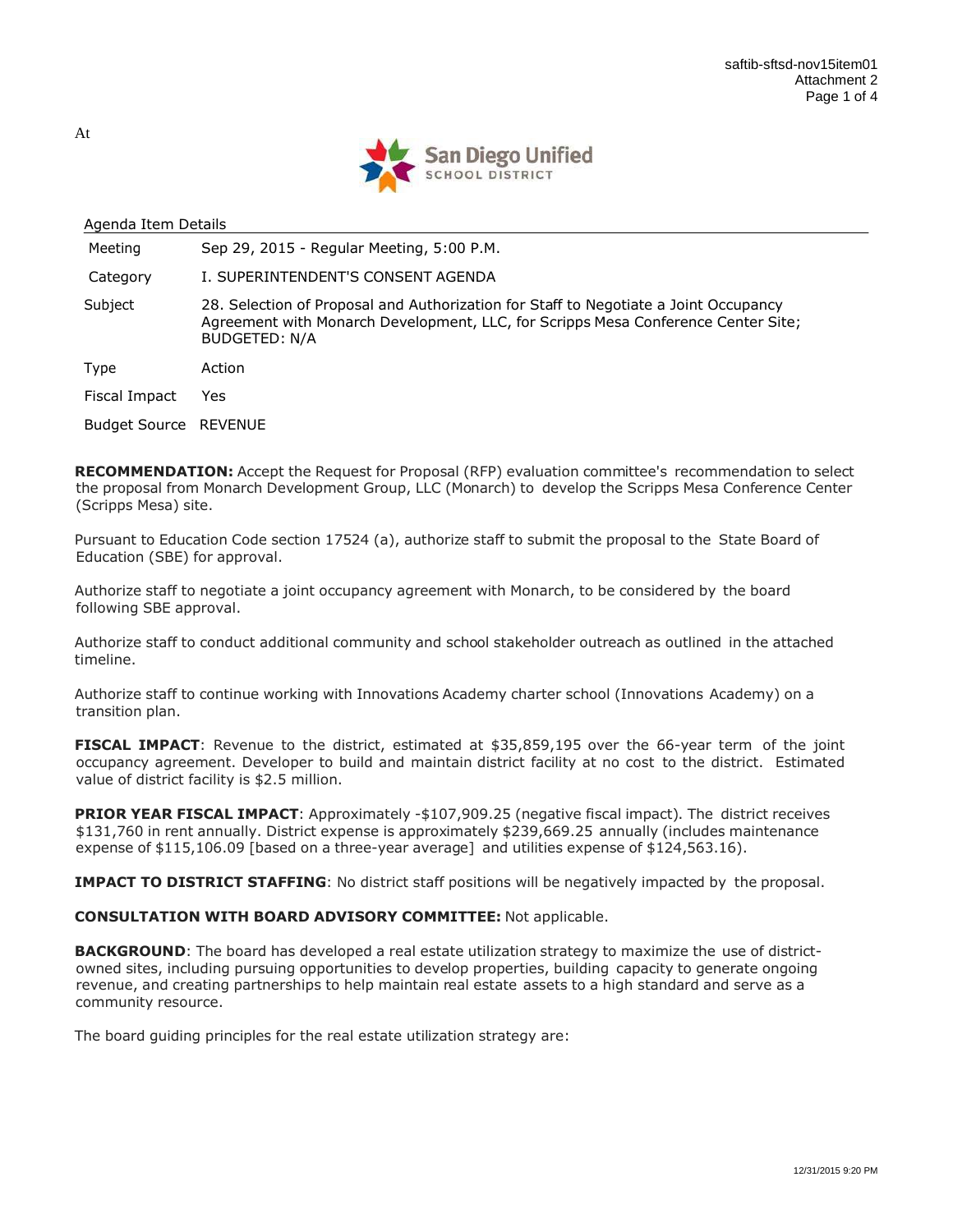At

San Diego Unified
SCHOOL DISTRICT

Agenda Item Details

| | |
|---|---|
| Meeting | Sep 29, 2015 - Regular Meeting, 5:00 P.M. |
| Category | I. SUPERINTENDENT'S CONSENT AGENDA |
| Subject | 28. Selection of Proposal and Authorization for Staff to Negotiate a Joint Occupancy Agreement with Monarch Development, LLC, for Scripps Mesa Conference Center Site; BUDGETED: N/A |
| Type | Action |
| Fiscal Impact | Yes |
| Budget Source | REVENUE |

**RECOMMENDATION:** Accept the Request for Proposal (RFP) evaluation committee's recommendation to select the proposal from Monarch Development Group, LLC (Monarch) to develop the Scripps Mesa Conference Center (Scripps Mesa) site.

Pursuant to Education Code section 17524 (a), authorize staff to submit the proposal to the State Board of Education (SBE) for approval.

Authorize staff to negotiate a joint occupancy agreement with Monarch, to be considered by the board following SBE approval.

Authorize staff to conduct additional community and school stakeholder outreach as outlined in the attached timeline.

Authorize staff to continue working with Innovations Academy charter school (Innovations Academy) on a transition plan.

**FISCAL IMPACT**: Revenue to the district, estimated at $35,859,195 over the 66-year term of the joint occupancy agreement. Developer to build and maintain district facility at no cost to the district. Estimated value of district facility is $2.5 million.

**PRIOR YEAR FISCAL IMPACT**: Approximately -$107,909.25 (negative fiscal impact). The district receives $131,760 in rent annually. District expense is approximately $239,669.25 annually (includes maintenance expense of $115,106.09 [based on a three-year average] and utilities expense of $124,563.16).

**IMPACT TO DISTRICT STAFFING**: No district staff positions will be negatively impacted by the proposal.

**CONSULTATION WITH BOARD ADVISORY COMMITTEE:** Not applicable.

**BACKGROUND**: The board has developed a real estate utilization strategy to maximize the use of district-owned sites, including pursuing opportunities to develop properties, building capacity to generate ongoing revenue, and creating partnerships to help maintain real estate assets to a high standard and serve as a community resource.

The board guiding principles for the real estate utilization strategy are: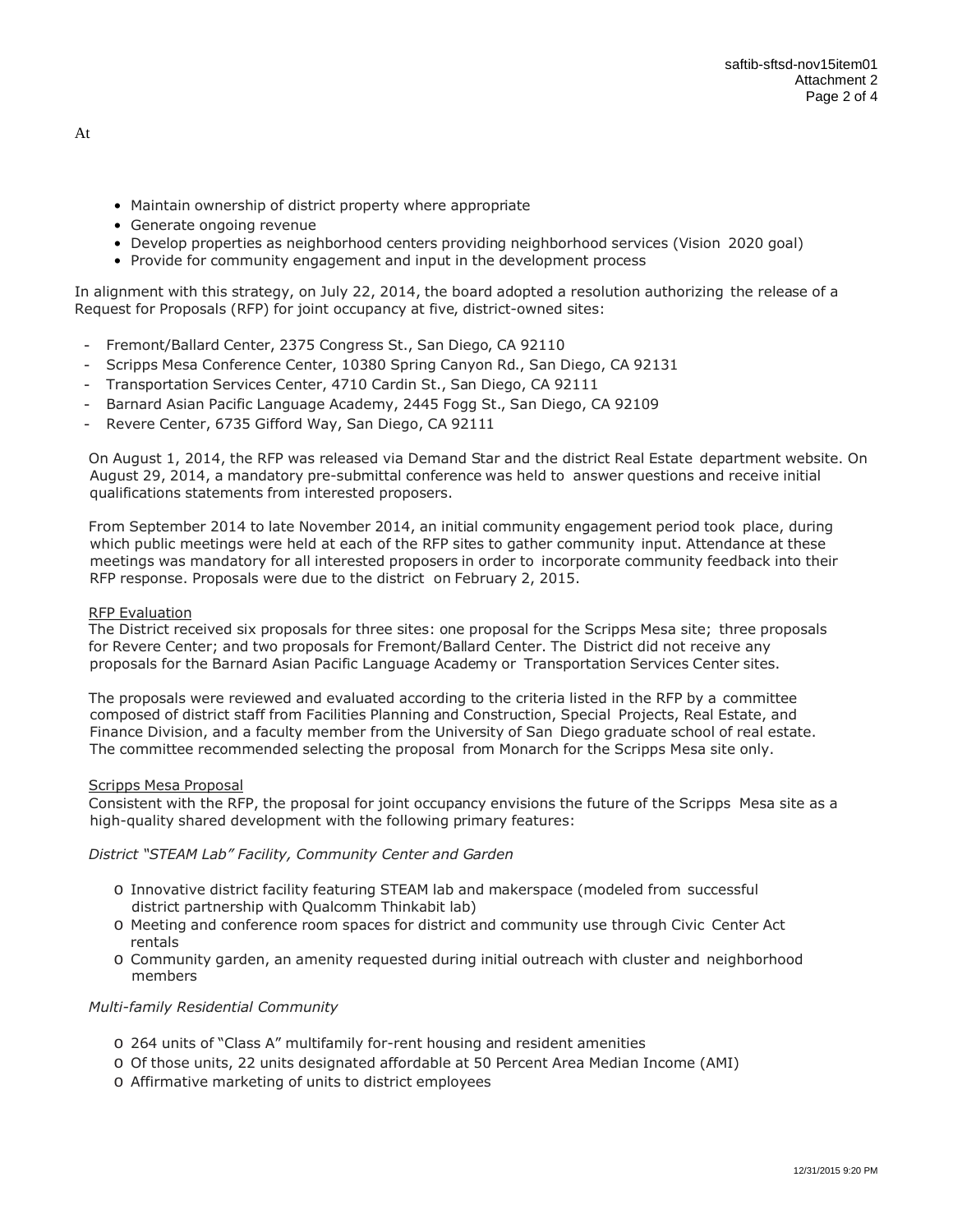At

- Maintain ownership of district property where appropriate
- Generate ongoing revenue
- Develop properties as neighborhood centers providing neighborhood services (Vision 2020 goal)
- Provide for community engagement and input in the development process

In alignment with this strategy, on July 22, 2014, the board adopted a resolution authorizing the release of a Request for Proposals (RFP) for joint occupancy at five, district-owned sites:

- Fremont/Ballard Center, 2375 Congress St., San Diego, CA 92110
- Scripps Mesa Conference Center, 10380 Spring Canyon Rd., San Diego, CA 92131
- Transportation Services Center, 4710 Cardin St., San Diego, CA 92111
- Barnard Asian Pacific Language Academy, 2445 Fogg St., San Diego, CA 92109
- Revere Center, 6735 Gifford Way, San Diego, CA 92111

On August 1, 2014, the RFP was released via Demand Star and the district Real Estate department website. On August 29, 2014, a mandatory pre-submittal conference was held to answer questions and receive initial qualifications statements from interested proposers.

From September 2014 to late November 2014, an initial community engagement period took place, during which public meetings were held at each of the RFP sites to gather community input. Attendance at these meetings was mandatory for all interested proposers in order to incorporate community feedback into their RFP response. Proposals were due to the district on February 2, 2015.

<u>RFP Evaluation</u>

The District received six proposals for three sites: one proposal for the Scripps Mesa site; three proposals for Revere Center; and two proposals for Fremont/Ballard Center. The District did not receive any proposals for the Barnard Asian Pacific Language Academy or Transportation Services Center sites.

The proposals were reviewed and evaluated according to the criteria listed in the RFP by a committee composed of district staff from Facilities Planning and Construction, Special Projects, Real Estate, and Finance Division, and a faculty member from the University of San Diego graduate school of real estate. The committee recommended selecting the proposal from Monarch for the Scripps Mesa site only.

<u>Scripps Mesa Proposal</u>

Consistent with the RFP, the proposal for joint occupancy envisions the future of the Scripps Mesa site as a high-quality shared development with the following primary features:

*District "STEAM Lab" Facility, Community Center and Garden*

- Innovative district facility featuring STEAM lab and makerspace (modeled from successful district partnership with Qualcomm Thinkabit lab)
- Meeting and conference room spaces for district and community use through Civic Center Act rentals
- Community garden, an amenity requested during initial outreach with cluster and neighborhood members

*Multi-family Residential Community*

- 264 units of "Class A" multifamily for-rent housing and resident amenities
- Of those units, 22 units designated affordable at 50 Percent Area Median Income (AMI)
- Affirmative marketing of units to district employees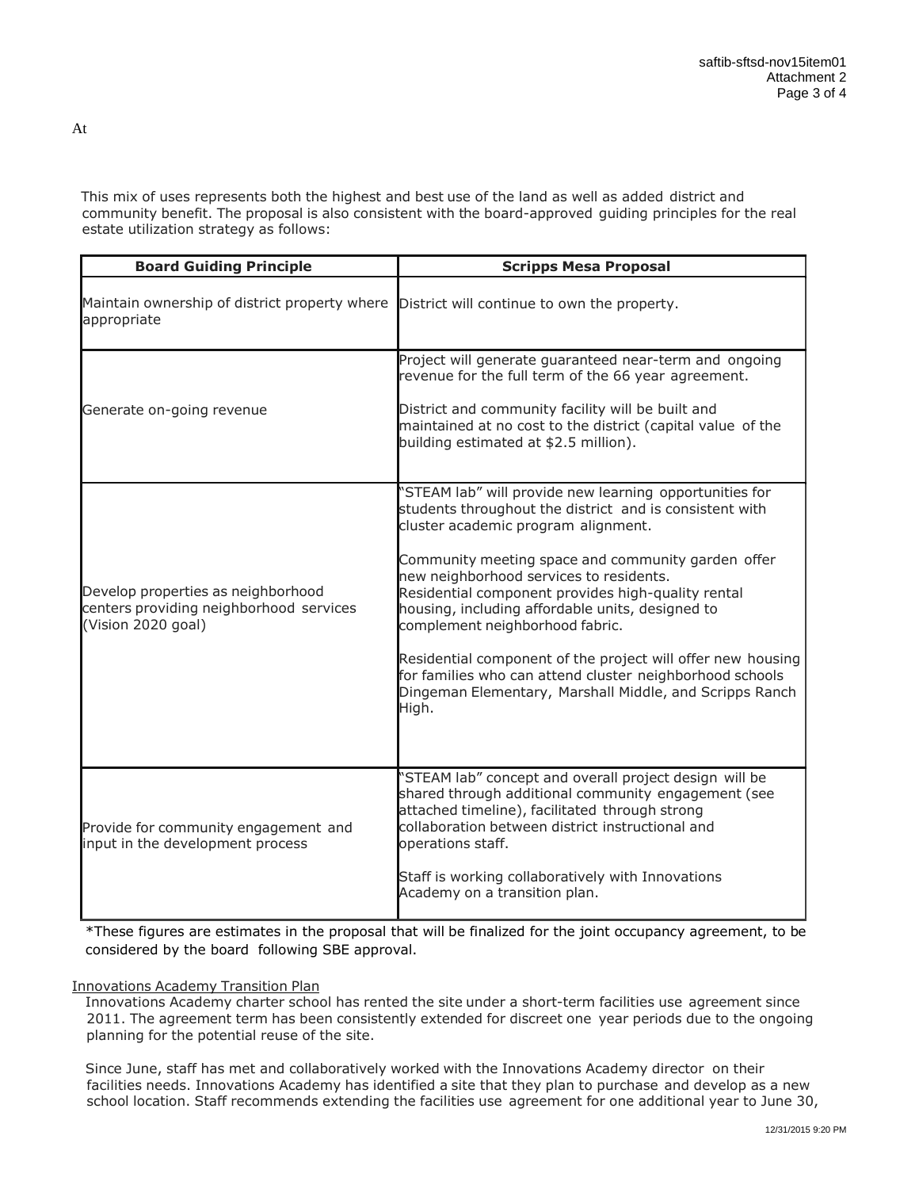At

This mix of uses represents both the highest and best use of the land as well as added district and community benefit. The proposal is also consistent with the board-approved guiding principles for the real estate utilization strategy as follows:

| Board Guiding Principle | Scripps Mesa Proposal |
|---|---|
| Maintain ownership of district property where appropriate | District will continue to own the property. |
| Generate on-going revenue | Project will generate guaranteed near-term and ongoing revenue for the full term of the 66 year agreement.<br><br>District and community facility will be built and maintained at no cost to the district (capital value of the building estimated at $2.5 million). |
| Develop properties as neighborhood centers providing neighborhood services (Vision 2020 goal) | "STEAM lab" will provide new learning opportunities for students throughout the district and is consistent with cluster academic program alignment.<br><br>Community meeting space and community garden offer new neighborhood services to residents.<br>Residential component provides high-quality rental housing, including affordable units, designed to complement neighborhood fabric.<br><br>Residential component of the project will offer new housing for families who can attend cluster neighborhood schools Dingeman Elementary, Marshall Middle, and Scripps Ranch High. |
| Provide for community engagement and input in the development process | "STEAM lab" concept and overall project design will be shared through additional community engagement (see attached timeline), facilitated through strong collaboration between district instructional and operations staff.<br><br>Staff is working collaboratively with Innovations Academy on a transition plan. |

*These figures are estimates in the proposal that will be finalized for the joint occupancy agreement, to be considered by the board following SBE approval.

Innovations Academy Transition Plan

Innovations Academy charter school has rented the site under a short-term facilities use agreement since 2011. The agreement term has been consistently extended for discreet one year periods due to the ongoing planning for the potential reuse of the site.

Since June, staff has met and collaboratively worked with the Innovations Academy director on their facilities needs. Innovations Academy has identified a site that they plan to purchase and develop as a new school location. Staff recommends extending the facilities use agreement for one additional year to June 30,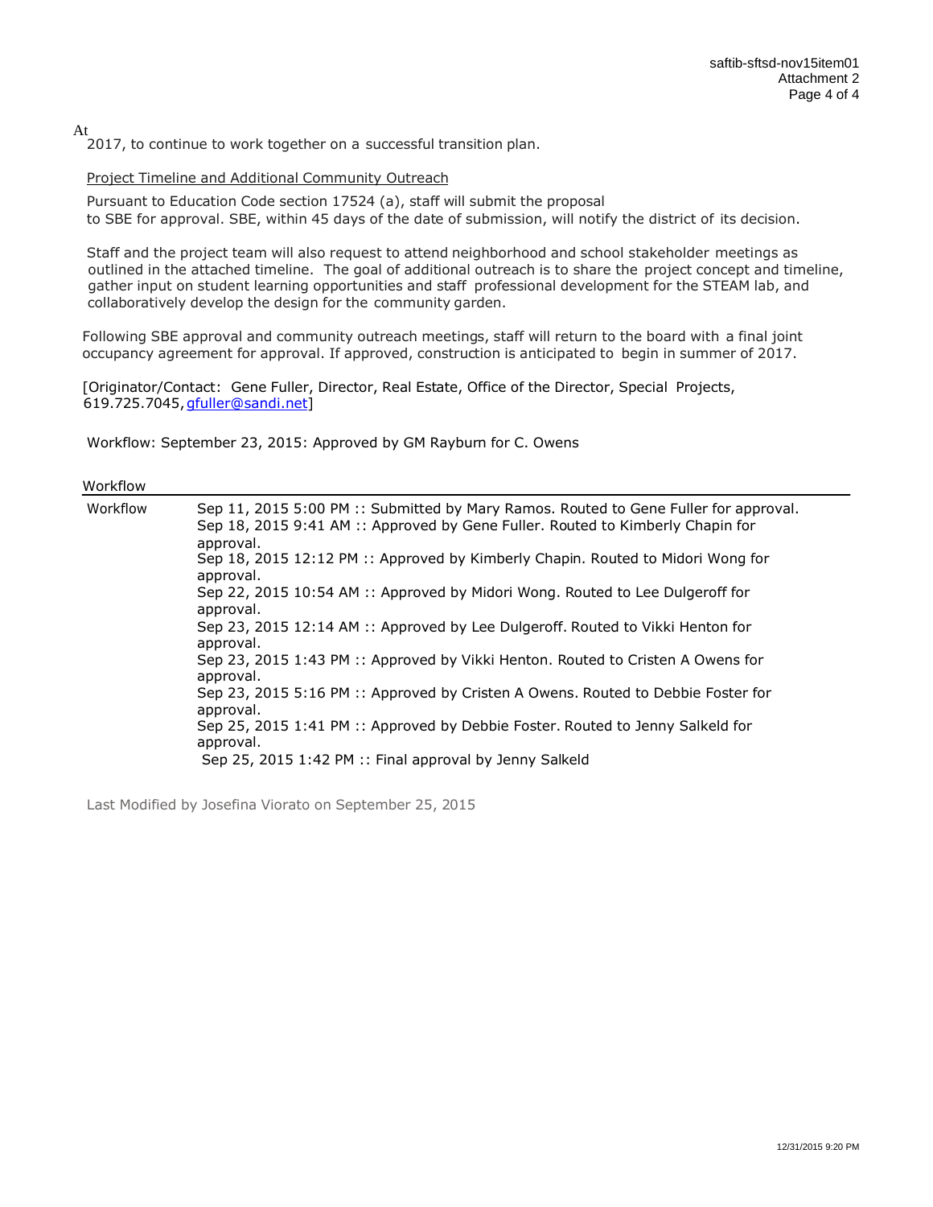At
2017, to continue to work together on a successful transition plan.

Project Timeline and Additional Community Outreach

Pursuant to Education Code section 17524 (a), staff will submit the proposal to SBE for approval. SBE, within 45 days of the date of submission, will notify the district of its decision.

Staff and the project team will also request to attend neighborhood and school stakeholder meetings as outlined in the attached timeline. The goal of additional outreach is to share the project concept and timeline, gather input on student learning opportunities and staff professional development for the STEAM lab, and collaboratively develop the design for the community garden.

Following SBE approval and community outreach meetings, staff will return to the board with a final joint occupancy agreement for approval. If approved, construction is anticipated to begin in summer of 2017.

[Originator/Contact: Gene Fuller, Director, Real Estate, Office of the Director, Special Projects, 619.725.7045, gfuller@sandi.net]

Workflow: September 23, 2015: Approved by GM Rayburn for C. Owens

## Workflow

| Workflow | |
|---|---|
| Workflow | Sep 11, 2015 5:00 PM :: Submitted by Mary Ramos. Routed to Gene Fuller for approval.<br>Sep 18, 2015 9:41 AM :: Approved by Gene Fuller. Routed to Kimberly Chapin for approval.<br>Sep 18, 2015 12:12 PM :: Approved by Kimberly Chapin. Routed to Midori Wong for approval.<br>Sep 22, 2015 10:54 AM :: Approved by Midori Wong. Routed to Lee Dulgeroff for approval.<br>Sep 23, 2015 12:14 AM :: Approved by Lee Dulgeroff. Routed to Vikki Henton for approval.<br>Sep 23, 2015 1:43 PM :: Approved by Vikki Henton. Routed to Cristen A Owens for approval.<br>Sep 23, 2015 5:16 PM :: Approved by Cristen A Owens. Routed to Debbie Foster for approval.<br>Sep 25, 2015 1:41 PM :: Approved by Debbie Foster. Routed to Jenny Salkeld for approval.<br>Sep 25, 2015 1:42 PM :: Final approval by Jenny Salkeld |

Last Modified by Josefina Viorato on September 25, 2015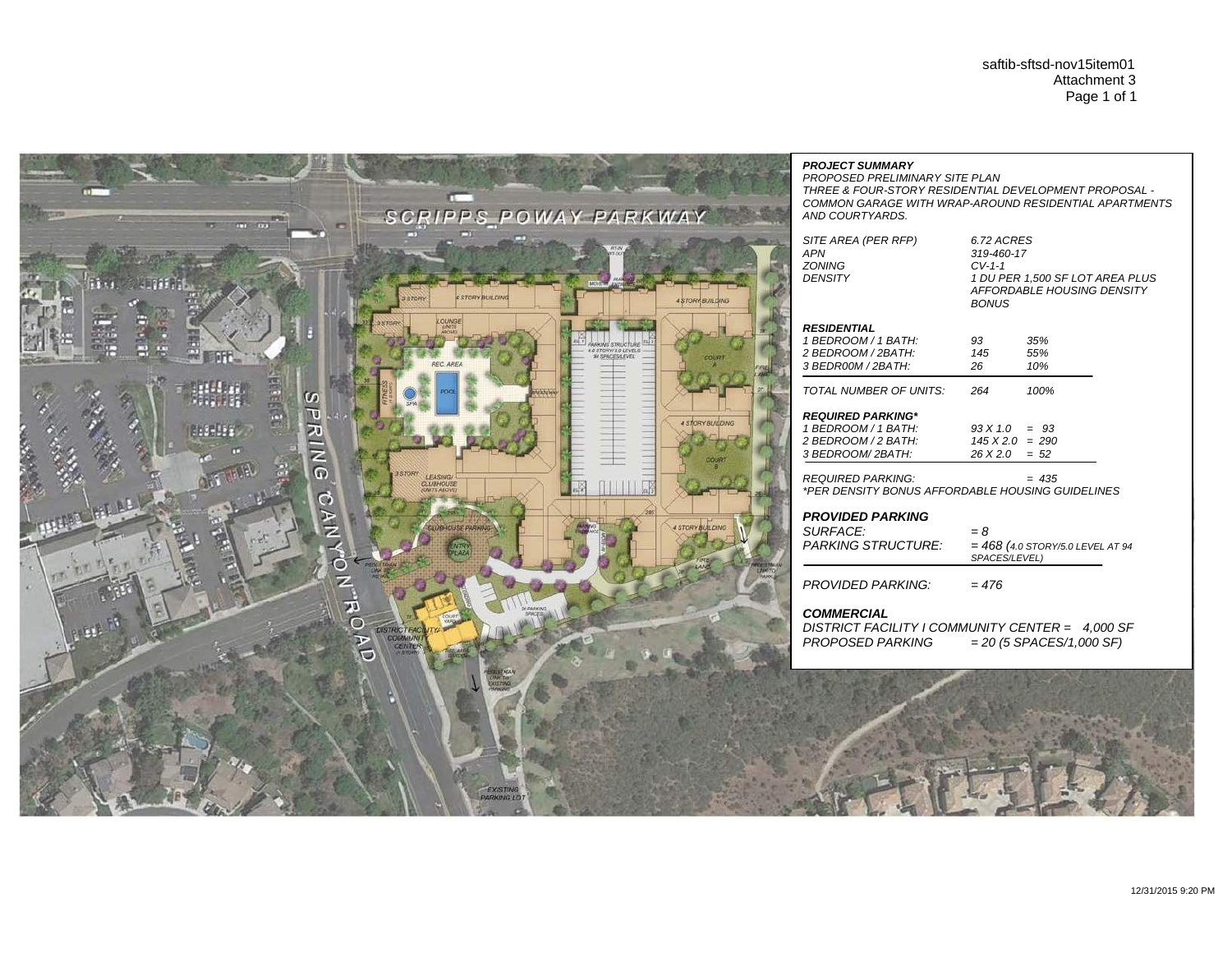saftib-sftsd-nov15item01
Attachment 3

**PROJECT SUMMARY**
*PROPOSED PRELIMINARY SITE PLAN*
*THREE & FOUR-STORY RESIDENTIAL DEVELOPMENT PROPOSAL - COMMON GARAGE WITH WRAP-AROUND RESIDENTIAL APARTMENTS AND COURTYARDS.*

| | |
|---|---|
| SITE AREA (PER RFP) | 6.72 ACRES |
| APN | 319-460-17 |
| ZONING | CV-1-1 |
| DENSITY | 1 DU PER 1,500 SF LOT AREA PLUS AFFORDABLE HOUSING DENSITY BONUS |

**RESIDENTIAL**

| | | |
|---|---|---|
| 1 BEDROOM / 1 BATH: | 93 | 35% |
| 2 BEDROOM / 2BATH: | 145 | 55% |
| 3 BEDR00M / 2BATH: | 26 | 10% |
| TOTAL NUMBER OF UNITS: | 264 | 100% |

**REQUIRED PARKING***

| | |
|---|---|
| 1 BEDROOM / 1 BATH: | 93 X 1.0 = 93 |
| 2 BEDROOM / 2 BATH: | 145 X 2.0 = 290 |
| 3 BEDROOM/ 2BATH: | 26 X 2.0 = 52 |
| REQUIRED PARKING: | = 435 |

*PER DENSITY BONUS AFFORDABLE HOUSING GUIDELINES

**PROVIDED PARKING**

| | |
|---|---|
| SURFACE: | = 8 |
| PARKING STRUCTURE: | = 468 (4.0 STORY/5.0 LEVEL AT 94 SPACES/LEVEL) |
| PROVIDED PARKING: | = 476 |

**COMMERCIAL**
DISTRICT FACILITY I COMMUNITY CENTER = 4,000 SF
PROPOSED PARKING = 20 (5 SPACES/1,000 SF)

SCRIPPS POWAY PARKWAY
SPRING CANYON ROAD
3 STORY
4 STORY BUILDING
4 STORY BUILDING
LOUNGE (UNITS ABOVE)
REC. AREA
FITNESS
POOL
SPA
PARKING STRUCTURE 4.0 STORY/5.0 LEVELS 94 SPACES/LEVEL
COURT A
COURT B
FIRE LANE
3 STORY LEASING/ CLUBHOUSE (UNITS ABOVE)
CLUBHOUSE PARKING
ENTRY PLAZA
PEDESTRIAN LINK TO RETAIL
DISTRICT FACILITY/ COMMUNITY CENTER
COURT YARD
PARKING SPACES
PEDESTRIAN LINK TO EXISTING PARKING
PEDESTRIAN LINK TO PARK
EXISTING PARKING LOT

12/31/2015 9:20 PM